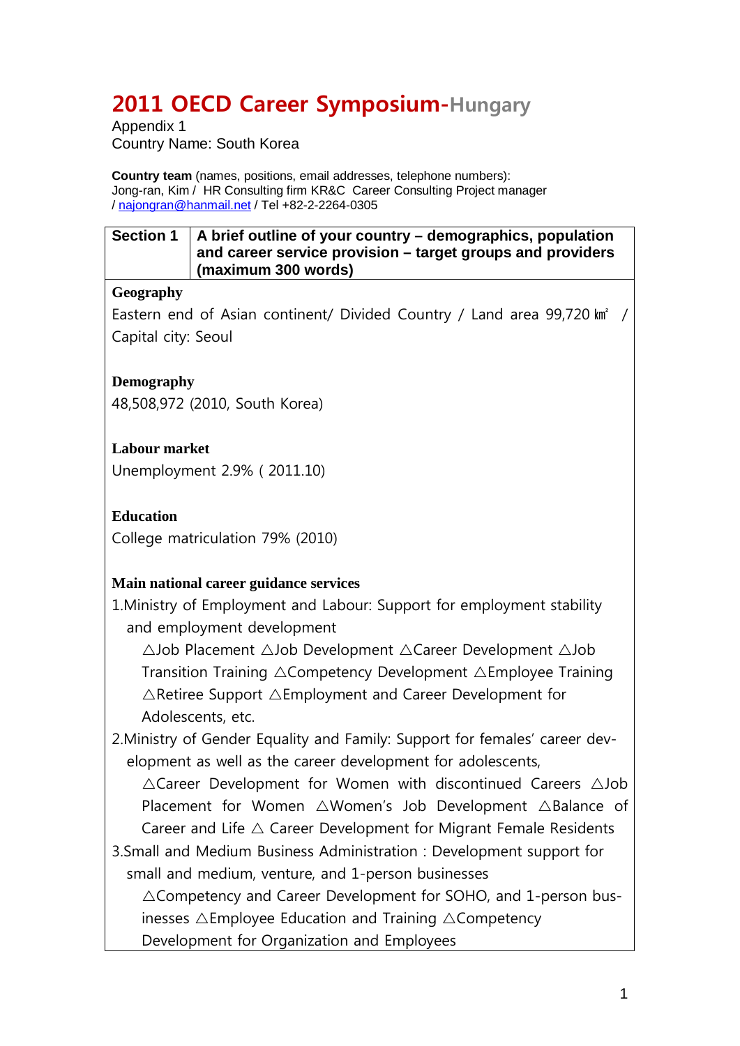# 2011 OECD Career Symposium-Hungary

Appendix 1
Country Name: South Korea

**Country team** (names, positions, email addresses, telephone numbers):
Jong-ran, Kim / HR Consulting firm KR&C Career Consulting Project manager / najongran@hanmail.net / Tel +82-2-2264-0305

| Section 1 | A brief outline of your country – demographics, population and career service provision – target groups and providers (maximum 300 words) |
|---|---|

**Geography**

Eastern end of Asian continent/ Divided Country / Land area 99,720 ㎢ / Capital city: Seoul

**Demography**

48,508,972 (2010, South Korea)

**Labour market**

Unemployment 2.9% ( 2011.10)

**Education**

College matriculation 79% (2010)

**Main national career guidance services**

1. Ministry of Employment and Labour: Support for employment stability and employment development
   △Job Placement △Job Development △Career Development △Job Transition Training △Competency Development △Employee Training △Retiree Support △Employment and Career Development for Adolescents, etc.
2. Ministry of Gender Equality and Family: Support for females' career development as well as the career development for adolescents,
   △Career Development for Women with discontinued Careers △Job Placement for Women △Women's Job Development △Balance of Career and Life △ Career Development for Migrant Female Residents
3. Small and Medium Business Administration : Development support for small and medium, venture, and 1-person businesses
   △Competency and Career Development for SOHO, and 1-person businesses △Employee Education and Training △Competency Development for Organization and Employees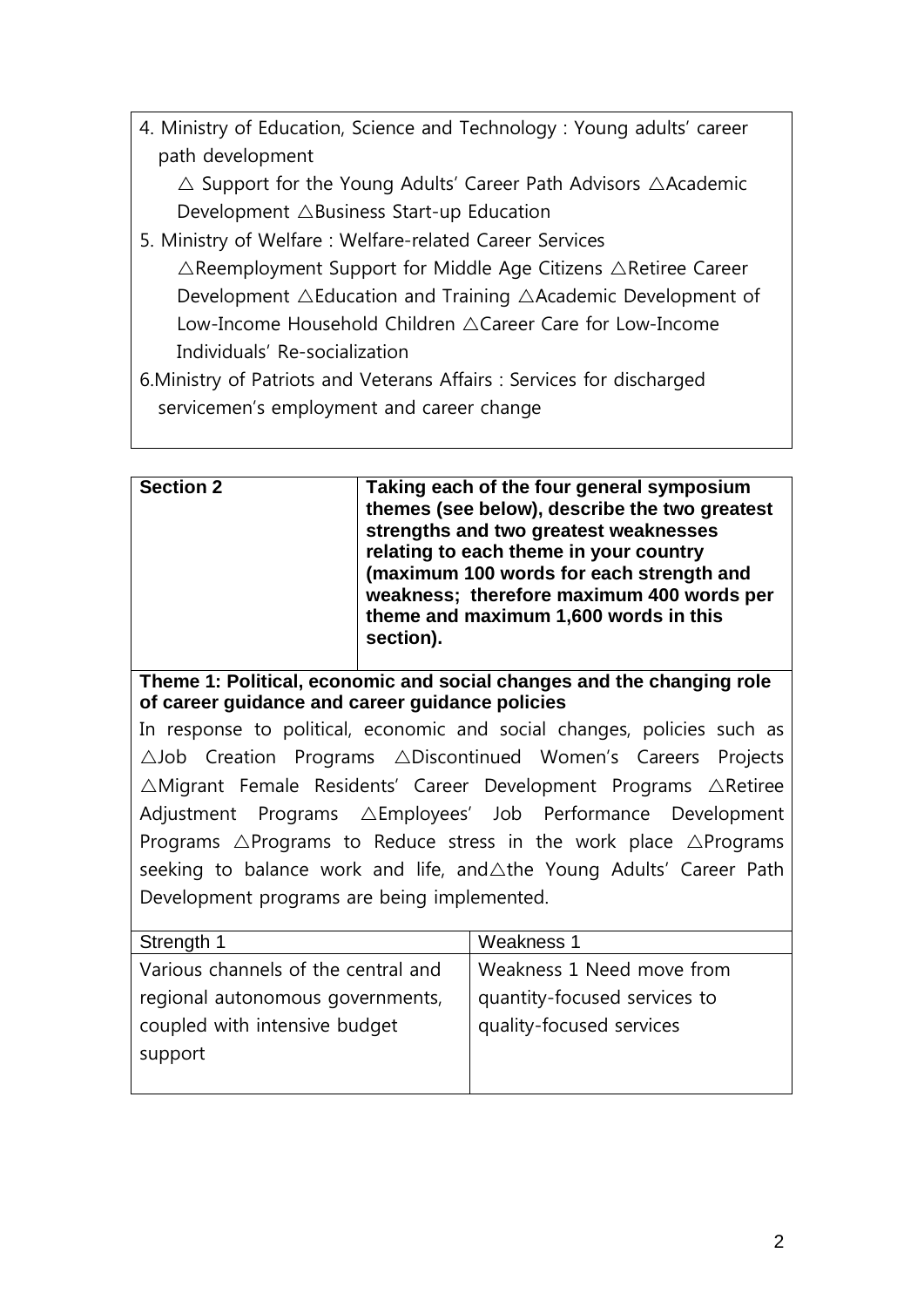4. Ministry of Education, Science and Technology : Young adults' career path development

△ Support for the Young Adults' Career Path Advisors △Academic Development △Business Start-up Education

5. Ministry of Welfare : Welfare-related Career Services

△Reemployment Support for Middle Age Citizens △Retiree Career Development △Education and Training △Academic Development of Low-Income Household Children △Career Care for Low-Income Individuals' Re-socialization

6.Ministry of Patriots and Veterans Affairs : Services for discharged servicemen's employment and career change

| **Section 2** | **Taking each of the four general symposium themes (see below), describe the two greatest strengths and two greatest weaknesses relating to each theme in your country (maximum 100 words for each strength and weakness; therefore maximum 400 words per theme and maximum 1,600 words in this section).** |
|---|---|

**Theme 1: Political, economic and social changes and the changing role of career guidance and career guidance policies**

In response to political, economic and social changes, policies such as △Job Creation Programs △Discontinued Women's Careers Projects △Migrant Female Residents' Career Development Programs △Retiree Adjustment Programs △Employees' Job Performance Development Programs △Programs to Reduce stress in the work place △Programs seeking to balance work and life, and△the Young Adults' Career Path Development programs are being implemented.

| Strength 1 | Weakness 1 |
|---|---|
| Various channels of the central and regional autonomous governments, coupled with intensive budget support | Weakness 1 Need move from quantity-focused services to quality-focused services |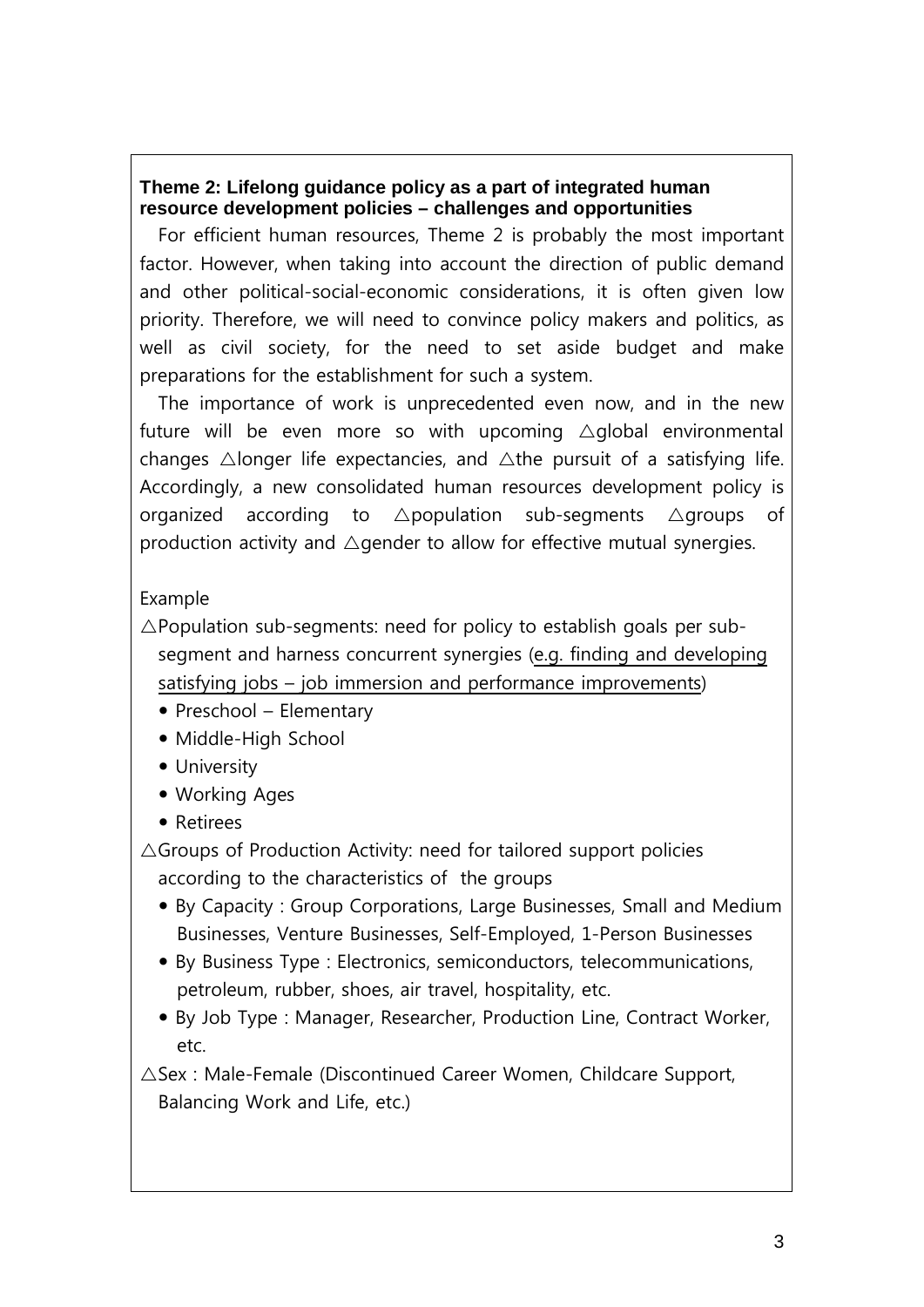**Theme 2: Lifelong guidance policy as a part of integrated human resource development policies – challenges and opportunities**

For efficient human resources, Theme 2 is probably the most important factor. However, when taking into account the direction of public demand and other political-social-economic considerations, it is often given low priority. Therefore, we will need to convince policy makers and politics, as well as civil society, for the need to set aside budget and make preparations for the establishment for such a system.

The importance of work is unprecedented even now, and in the new future will be even more so with upcoming △global environmental changes △longer life expectancies, and △the pursuit of a satisfying life. Accordingly, a new consolidated human resources development policy is organized according to △population sub-segments △groups of production activity and △gender to allow for effective mutual synergies.

Example

△Population sub-segments: need for policy to establish goals per sub-segment and harness concurrent synergies (<u>e.g. finding and developing satisfying jobs – job immersion and performance improvements</u>)

- Preschool – Elementary
- Middle-High School
- University
- Working Ages
- Retirees

△Groups of Production Activity: need for tailored support policies according to the characteristics of the groups

- By Capacity : Group Corporations, Large Businesses, Small and Medium Businesses, Venture Businesses, Self-Employed, 1-Person Businesses
- By Business Type : Electronics, semiconductors, telecommunications, petroleum, rubber, shoes, air travel, hospitality, etc.
- By Job Type : Manager, Researcher, Production Line, Contract Worker, etc.

△Sex : Male-Female (Discontinued Career Women, Childcare Support, Balancing Work and Life, etc.)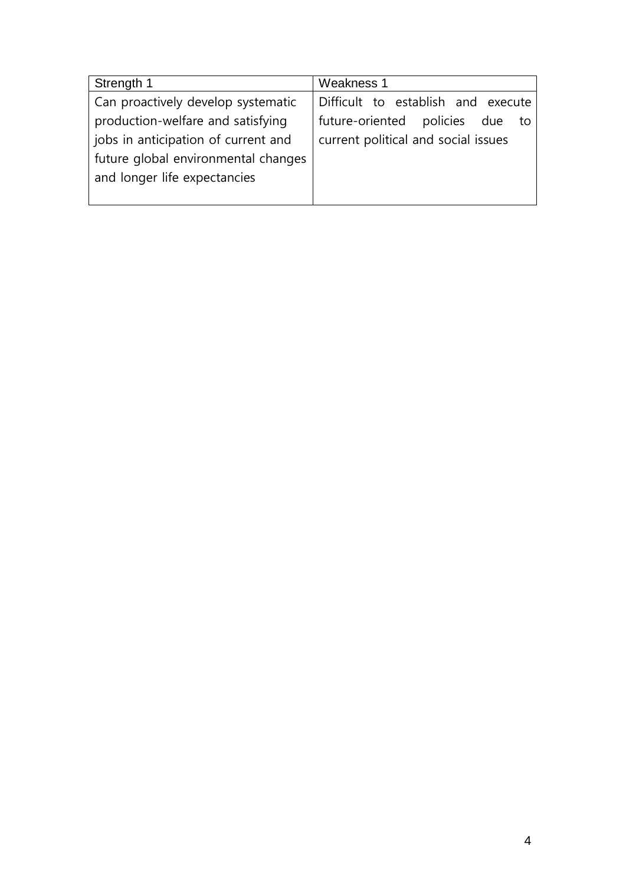| Strength 1 | Weakness 1 |
| --- | --- |
| Can proactively develop systematic production-welfare and satisfying jobs in anticipation of current and future global environmental changes and longer life expectancies | Difficult to establish and execute future-oriented policies due to current political and social issues |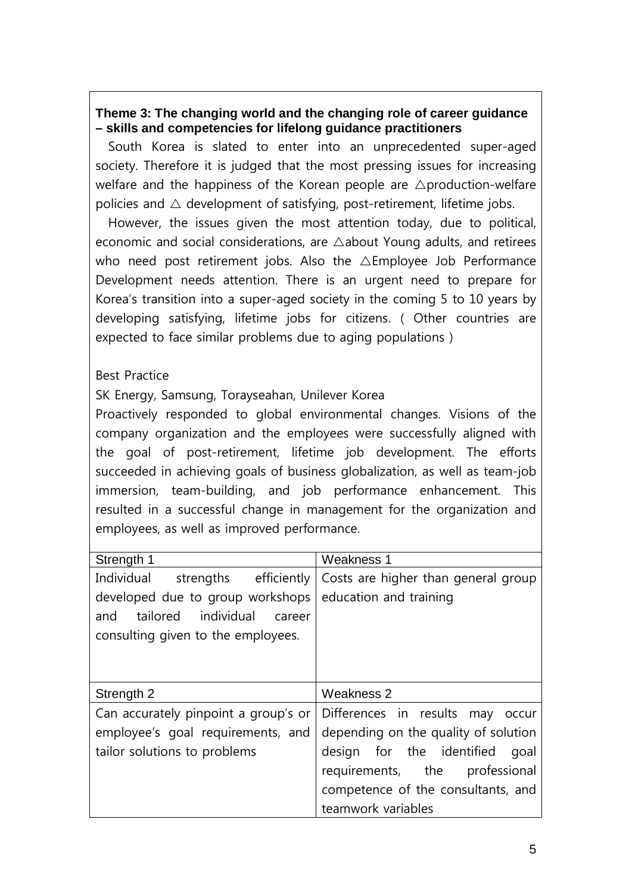**Theme 3: The changing world and the changing role of career guidance – skills and competencies for lifelong guidance practitioners**

South Korea is slated to enter into an unprecedented super-aged society. Therefore it is judged that the most pressing issues for increasing welfare and the happiness of the Korean people are △production-welfare policies and △ development of satisfying, post-retirement, lifetime jobs.

However, the issues given the most attention today, due to political, economic and social considerations, are △about Young adults, and retirees who need post retirement jobs. Also the △Employee Job Performance Development needs attention. There is an urgent need to prepare for Korea's transition into a super-aged society in the coming 5 to 10 years by developing satisfying, lifetime jobs for citizens. ( Other countries are expected to face similar problems due to aging populations )

Best Practice

SK Energy, Samsung, Torayseahan, Unilever Korea

Proactively responded to global environmental changes. Visions of the company organization and the employees were successfully aligned with the goal of post-retirement, lifetime job development. The efforts succeeded in achieving goals of business globalization, as well as team-job immersion, team-building, and job performance enhancement. This resulted in a successful change in management for the organization and employees, as well as improved performance.

| Strength 1 | Weakness 1 |
|---|---|
| Individual strengths efficiently developed due to group workshops and tailored individual career consulting given to the employees. | Costs are higher than general group education and training |
| **Strength 2** | **Weakness 2** |
| Can accurately pinpoint a group's or employee's goal requirements, and tailor solutions to problems | Differences in results may occur depending on the quality of solution design for the identified goal requirements, the professional competence of the consultants, and teamwork variables |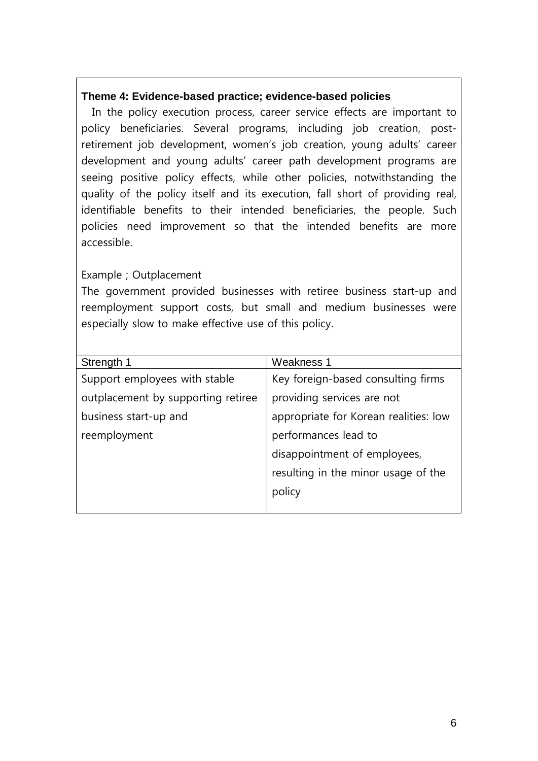**Theme 4: Evidence-based practice; evidence-based policies**

In the policy execution process, career service effects are important to policy beneficiaries. Several programs, including job creation, post-retirement job development, women's job creation, young adults' career development and young adults' career path development programs are seeing positive policy effects, while other policies, notwithstanding the quality of the policy itself and its execution, fall short of providing real, identifiable benefits to their intended beneficiaries, the people. Such policies need improvement so that the intended benefits are more accessible.

Example ; Outplacement

The government provided businesses with retiree business start-up and reemployment support costs, but small and medium businesses were especially slow to make effective use of this policy.

| Strength 1 | Weakness 1 |
|---|---|
| Support employees with stable outplacement by supporting retiree business start-up and reemployment | Key foreign-based consulting firms providing services are not appropriate for Korean realities: low performances lead to disappointment of employees, resulting in the minor usage of the policy |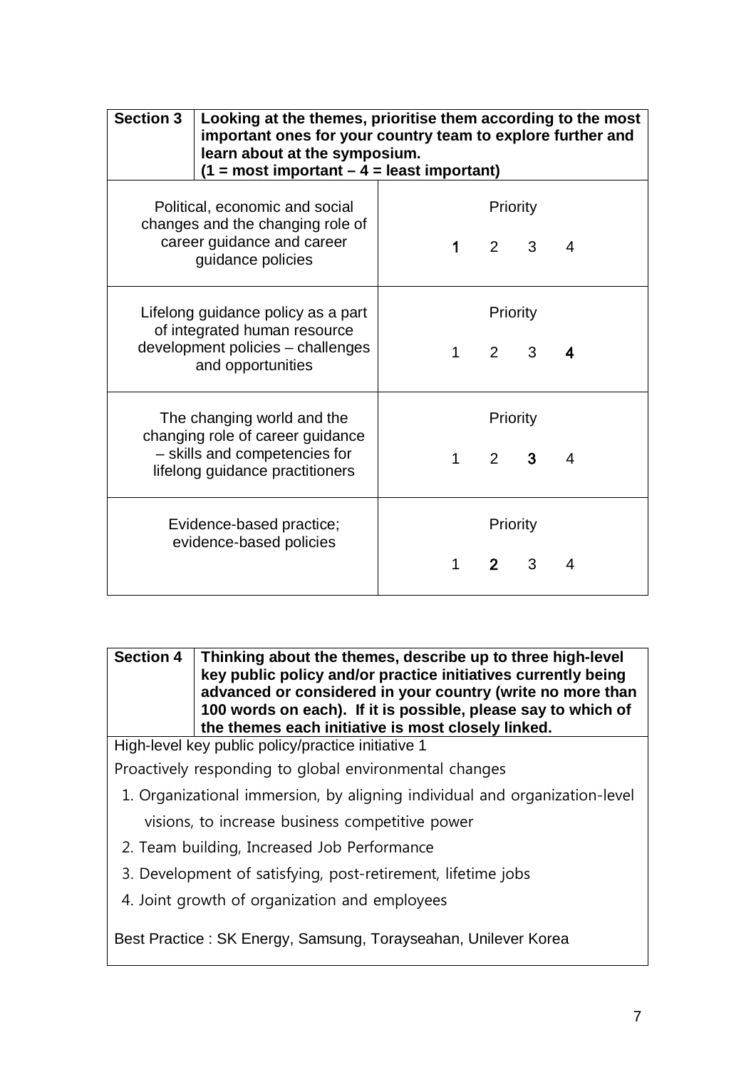| Section 3 | Looking at the themes, prioritise them according to the most important ones for your country team to explore further and learn about at the symposium. (1 = most important – 4 = least important) |
|---|---|
| Political, economic and social changes and the changing role of career guidance and career guidance policies | Priority<br>**1** 2 3 4 |
| Lifelong guidance policy as a part of integrated human resource development policies – challenges and opportunities | Priority<br>1 2 3 **4** |
| The changing world and the changing role of career guidance – skills and competencies for lifelong guidance practitioners | Priority<br>1 2 **3** 4 |
| Evidence-based practice; evidence-based policies | Priority<br>1 **2** 3 4 |

| Section 4 | Thinking about the themes, describe up to three high-level key public policy and/or practice initiatives currently being advanced or considered in your country (write no more than 100 words on each). If it is possible, please say to which of the themes each initiative is most closely linked. |
|---|---|

High-level key public policy/practice initiative 1

Proactively responding to global environmental changes

1. Organizational immersion, by aligning individual and organization-level visions, to increase business competitive power
2. Team building, Increased Job Performance
3. Development of satisfying, post-retirement, lifetime jobs
4. Joint growth of organization and employees

Best Practice : SK Energy, Samsung, Torayseahan, Unilever Korea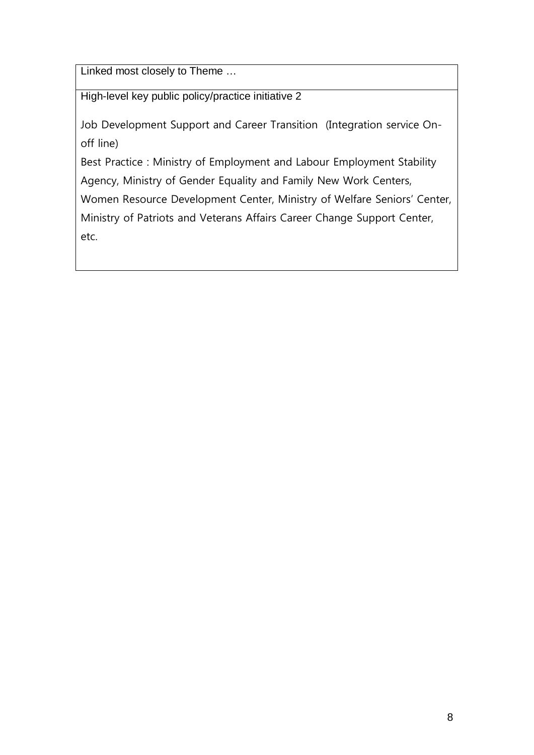| Linked most closely to Theme … |
| --- |
| High-level key public policy/practice initiative 2<br><br>Job Development Support and Career Transition (Integration service On-off line)<br>Best Practice : Ministry of Employment and Labour Employment Stability Agency, Ministry of Gender Equality and Family New Work Centers, Women Resource Development Center, Ministry of Welfare Seniors' Center, Ministry of Patriots and Veterans Affairs Career Change Support Center, etc. |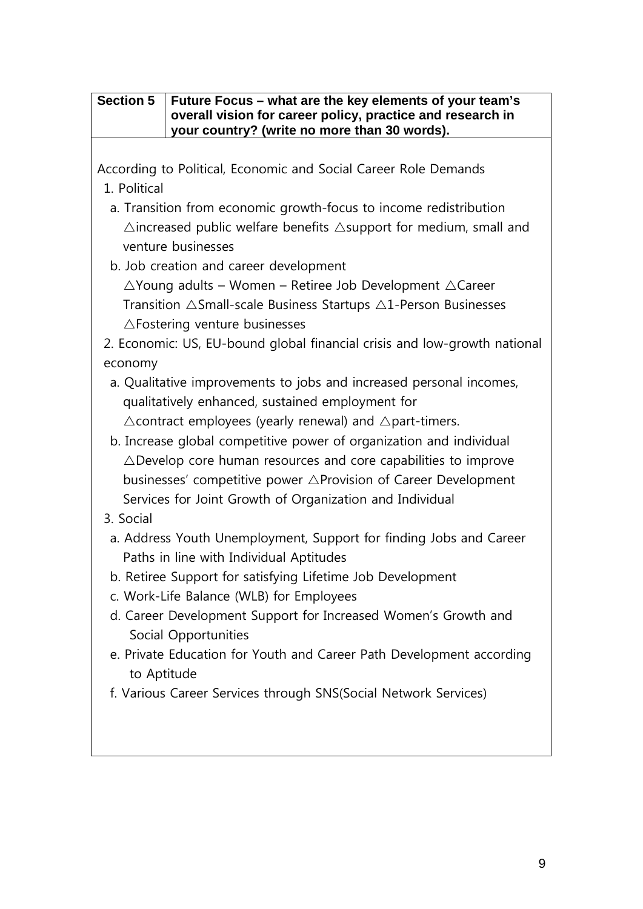| Section 5 | Future Focus – what are the key elements of your team's overall vision for career policy, practice and research in your country? (write no more than 30 words). |
|---|---|

According to Political, Economic and Social Career Role Demands

1. Political
   a. Transition from economic growth-focus to income redistribution △increased public welfare benefits △support for medium, small and venture businesses
   b. Job creation and career development △Young adults – Women – Retiree Job Development △Career Transition △Small-scale Business Startups △1-Person Businesses △Fostering venture businesses
2. Economic: US, EU-bound global financial crisis and low-growth national economy
   a. Qualitative improvements to jobs and increased personal incomes, qualitatively enhanced, sustained employment for △contract employees (yearly renewal) and △part-timers.
   b. Increase global competitive power of organization and individual △Develop core human resources and core capabilities to improve businesses' competitive power △Provision of Career Development Services for Joint Growth of Organization and Individual
3. Social
   a. Address Youth Unemployment, Support for finding Jobs and Career Paths in line with Individual Aptitudes
   b. Retiree Support for satisfying Lifetime Job Development
   c. Work-Life Balance (WLB) for Employees
   d. Career Development Support for Increased Women's Growth and Social Opportunities
   e. Private Education for Youth and Career Path Development according to Aptitude
   f. Various Career Services through SNS(Social Network Services)